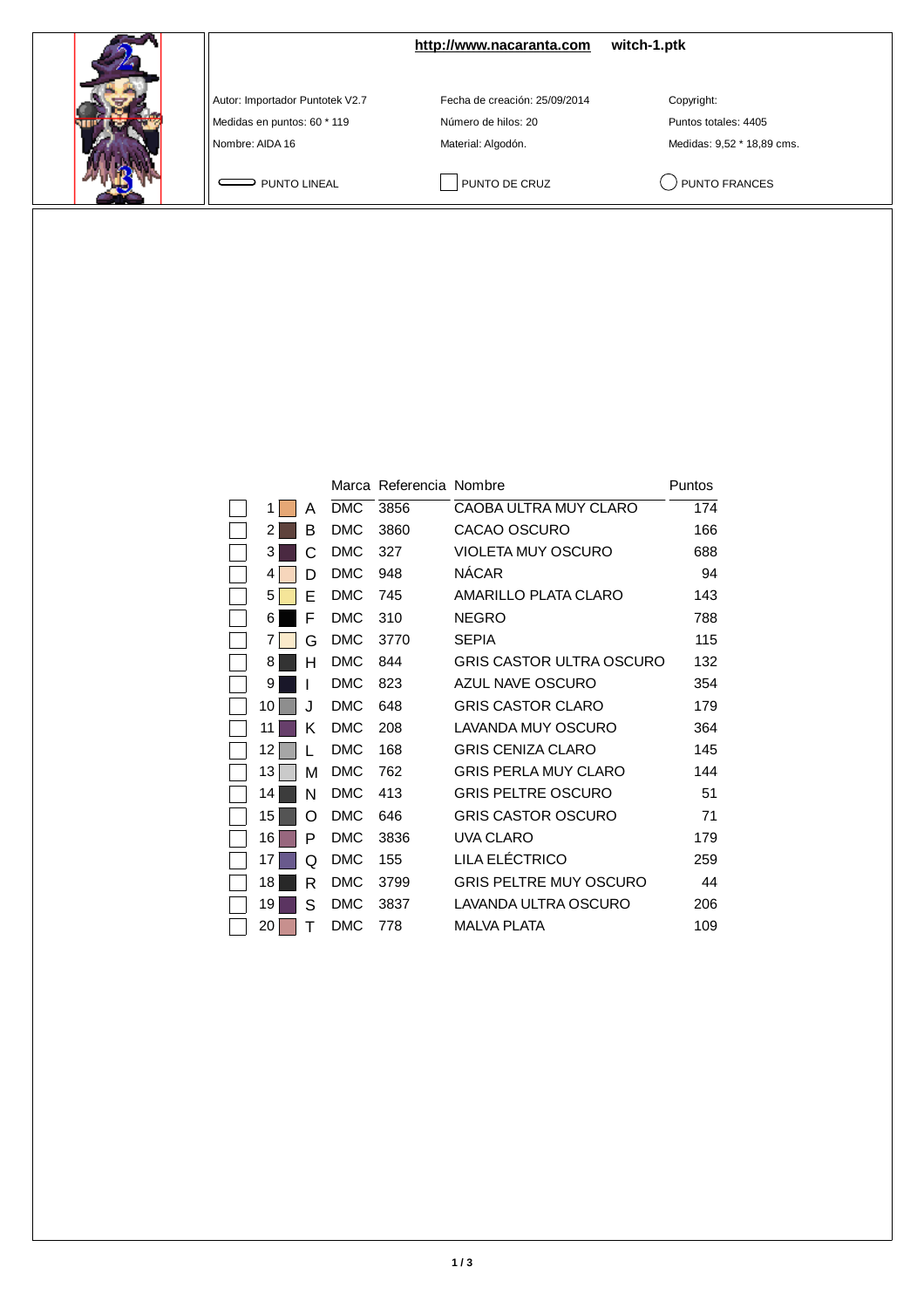**http://www.nacaranta.com** **witch-1.ptk**

Autor: Importador Puntotek V2.7
Medidas en puntos: 60 * 119
Nombre: AIDA 16

Fecha de creación: 25/09/2014
Número de hilos: 20
Material: Algodón.

Copyright:
Puntos totales: 4405
Medidas: 9,52 * 18,89 cms.

PUNTO LINEAL    PUNTO DE CRUZ    PUNTO FRANCES

| | | Marca | Referencia | Nombre | Puntos |
|---|---|---|---|---|---|
| 1 | A | DMC | 3856 | CAOBA ULTRA MUY CLARO | 174 |
| 2 | B | DMC | 3860 | CACAO OSCURO | 166 |
| 3 | C | DMC | 327 | VIOLETA MUY OSCURO | 688 |
| 4 | D | DMC | 948 | NÁCAR | 94 |
| 5 | E | DMC | 745 | AMARILLO PLATA CLARO | 143 |
| 6 | F | DMC | 310 | NEGRO | 788 |
| 7 | G | DMC | 3770 | SEPIA | 115 |
| 8 | H | DMC | 844 | GRIS CASTOR ULTRA OSCURO | 132 |
| 9 | I | DMC | 823 | AZUL NAVE OSCURO | 354 |
| 10 | J | DMC | 648 | GRIS CASTOR CLARO | 179 |
| 11 | K | DMC | 208 | LAVANDA MUY OSCURO | 364 |
| 12 | L | DMC | 168 | GRIS CENIZA CLARO | 145 |
| 13 | M | DMC | 762 | GRIS PERLA MUY CLARO | 144 |
| 14 | N | DMC | 413 | GRIS PELTRE OSCURO | 51 |
| 15 | O | DMC | 646 | GRIS CASTOR OSCURO | 71 |
| 16 | P | DMC | 3836 | UVA CLARO | 179 |
| 17 | Q | DMC | 155 | LILA ELÉCTRICO | 259 |
| 18 | R | DMC | 3799 | GRIS PELTRE MUY OSCURO | 44 |
| 19 | S | DMC | 3837 | LAVANDA ULTRA OSCURO | 206 |
| 20 | T | DMC | 778 | MALVA PLATA | 109 |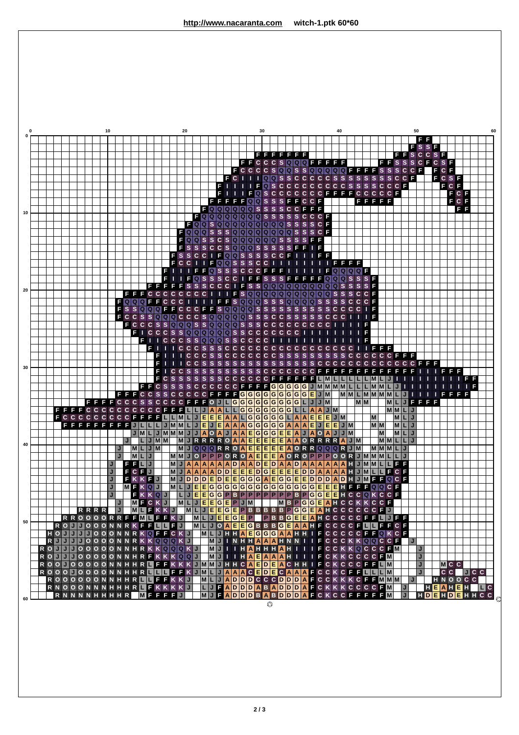**http://www.nacaranta.com** **witch-1.ptk 60*60**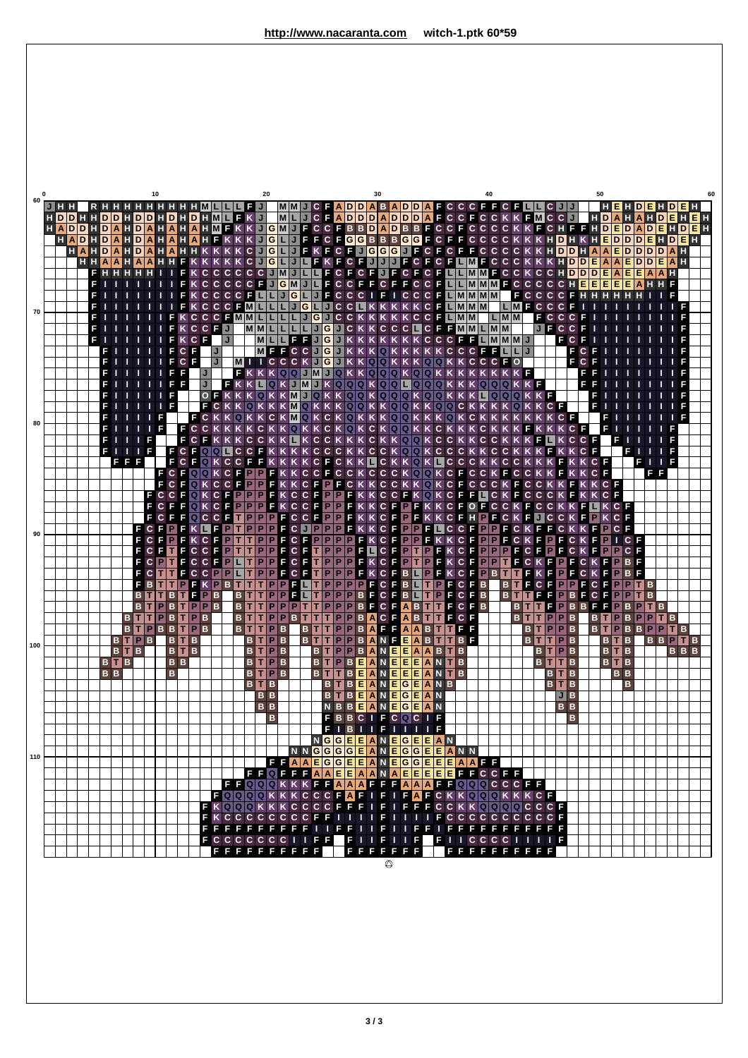http://www.nacaranta.com witch-1.ptk 60*59